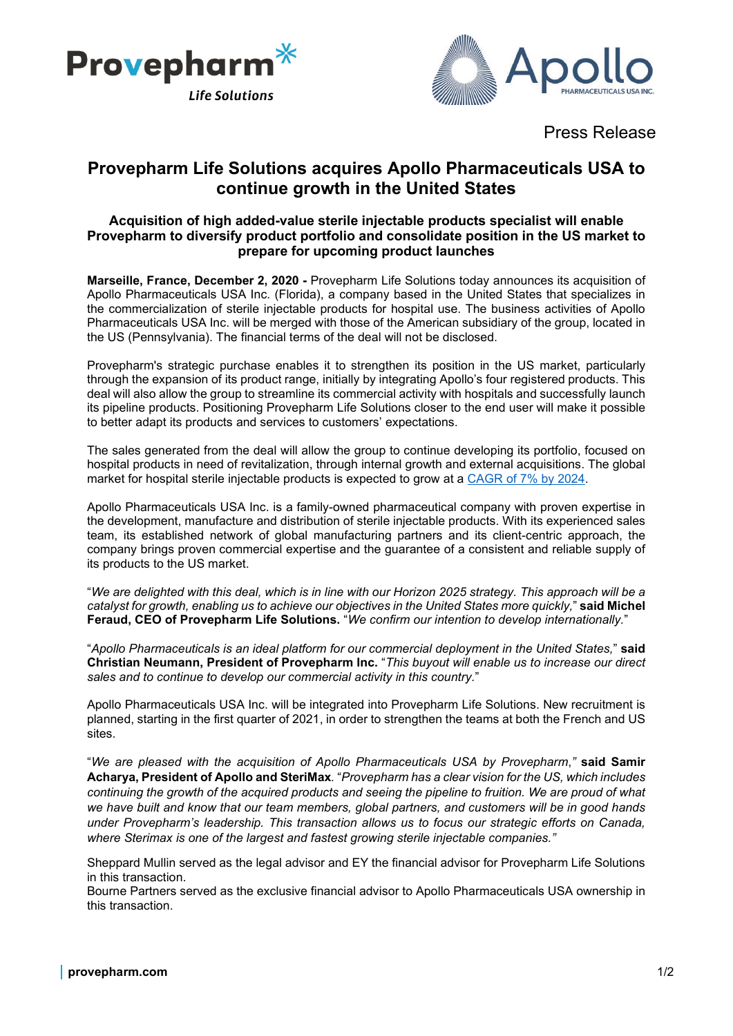Provepharm Life Solutions

Apollo PHARMACEUTICALS USA INC.

Press Release

# Provepharm Life Solutions acquires Apollo Pharmaceuticals USA to continue growth in the United States

### Acquisition of high added-value sterile injectable products specialist will enable Provepharm to diversify product portfolio and consolidate position in the US market to prepare for upcoming product launches

**Marseille, France, December 2, 2020 -** Provepharm Life Solutions today announces its acquisition of Apollo Pharmaceuticals USA Inc. (Florida), a company based in the United States that specializes in the commercialization of sterile injectable products for hospital use. The business activities of Apollo Pharmaceuticals USA Inc. will be merged with those of the American subsidiary of the group, located in the US (Pennsylvania). The financial terms of the deal will not be disclosed.

Provepharm's strategic purchase enables it to strengthen its position in the US market, particularly through the expansion of its product range, initially by integrating Apollo's four registered products. This deal will also allow the group to streamline its commercial activity with hospitals and successfully launch its pipeline products. Positioning Provepharm Life Solutions closer to the end user will make it possible to better adapt its products and services to customers' expectations.

The sales generated from the deal will allow the group to continue developing its portfolio, focused on hospital products in need of revitalization, through internal growth and external acquisitions. The global market for hospital sterile injectable products is expected to grow at a CAGR of 7% by 2024.

Apollo Pharmaceuticals USA Inc. is a family-owned pharmaceutical company with proven expertise in the development, manufacture and distribution of sterile injectable products. With its experienced sales team, its established network of global manufacturing partners and its client-centric approach, the company brings proven commercial expertise and the guarantee of a consistent and reliable supply of its products to the US market.

"*We are delighted with this deal, which is in line with our Horizon 2025 strategy. This approach will be a catalyst for growth, enabling us to achieve our objectives in the United States more quickly,*" **said Michel Feraud, CEO of Provepharm Life Solutions.** "*We confirm our intention to develop internationally.*"

"*Apollo Pharmaceuticals is an ideal platform for our commercial deployment in the United States,*" **said Christian Neumann, President of Provepharm Inc.** "*This buyout will enable us to increase our direct sales and to continue to develop our commercial activity in this country.*"

Apollo Pharmaceuticals USA Inc. will be integrated into Provepharm Life Solutions. New recruitment is planned, starting in the first quarter of 2021, in order to strengthen the teams at both the French and US sites.

"*We are pleased with the acquisition of Apollo Pharmaceuticals USA by Provepharm,*" **said Samir Acharya, President of Apollo and SteriMax**. "*Provepharm has a clear vision for the US, which includes continuing the growth of the acquired products and seeing the pipeline to fruition. We are proud of what we have built and know that our team members, global partners, and customers will be in good hands under Provepharm's leadership. This transaction allows us to focus our strategic efforts on Canada, where Sterimax is one of the largest and fastest growing sterile injectable companies.*"

Sheppard Mullin served as the legal advisor and EY the financial advisor for Provepharm Life Solutions in this transaction.
Bourne Partners served as the exclusive financial advisor to Apollo Pharmaceuticals USA ownership in this transaction.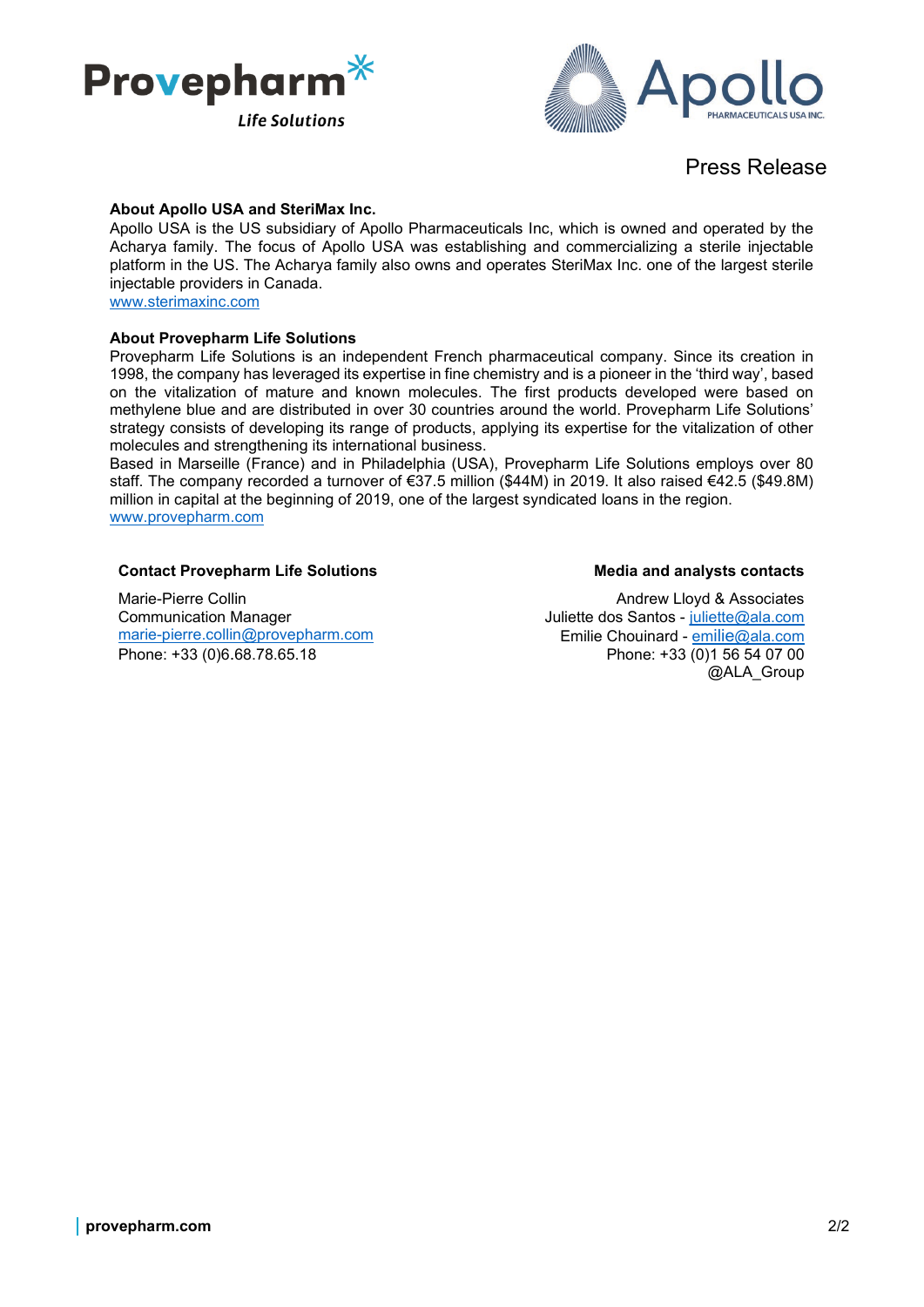Press Release

**About Apollo USA and SteriMax Inc.**
Apollo USA is the US subsidiary of Apollo Pharmaceuticals Inc, which is owned and operated by the Acharya family. The focus of Apollo USA was establishing and commercializing a sterile injectable platform in the US. The Acharya family also owns and operates SteriMax Inc. one of the largest sterile injectable providers in Canada.
www.sterimaxinc.com

**About Provepharm Life Solutions**
Provepharm Life Solutions is an independent French pharmaceutical company. Since its creation in 1998, the company has leveraged its expertise in fine chemistry and is a pioneer in the 'third way', based on the vitalization of mature and known molecules. The first products developed were based on methylene blue and are distributed in over 30 countries around the world. Provepharm Life Solutions' strategy consists of developing its range of products, applying its expertise for the vitalization of other molecules and strengthening its international business.
Based in Marseille (France) and in Philadelphia (USA), Provepharm Life Solutions employs over 80 staff. The company recorded a turnover of €37.5 million ($44M) in 2019. It also raised €42.5 ($49.8M) million in capital at the beginning of 2019, one of the largest syndicated loans in the region.
www.provepharm.com

**Contact Provepharm Life Solutions**

Marie-Pierre Collin
Communication Manager
marie-pierre.collin@provepharm.com
Phone: +33 (0)6.68.78.65.18

**Media and analysts contacts**

Andrew Lloyd & Associates
Juliette dos Santos - juliette@ala.com
Emilie Chouinard - emilie@ala.com
Phone: +33 (0)1 56 54 07 00
@ALA_Group